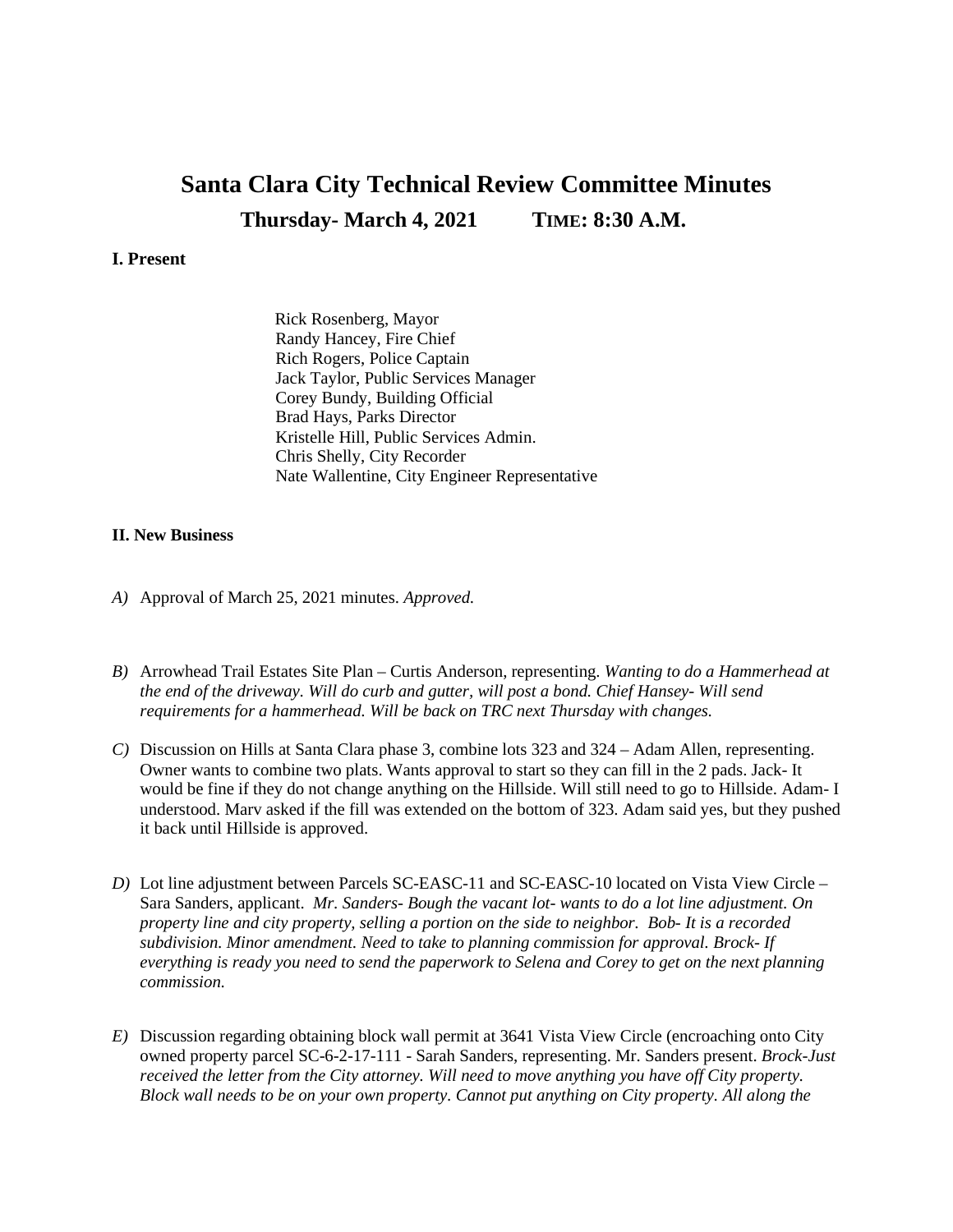# Santa Clara City Technical Review Committee Minutes

## Thursday- March 4, 2021 TIME: 8:30 A.M.

**I. Present**

Rick Rosenberg, Mayor
Randy Hancey, Fire Chief
Rich Rogers, Police Captain
Jack Taylor, Public Services Manager
Corey Bundy, Building Official
Brad Hays, Parks Director
Kristelle Hill, Public Services Admin.
Chris Shelly, City Recorder
Nate Wallentine, City Engineer Representative

**II. New Business**

*A)* Approval of March 25, 2021 minutes. *Approved.*

*B)* Arrowhead Trail Estates Site Plan – Curtis Anderson, representing. *Wanting to do a Hammerhead at the end of the driveway. Will do curb and gutter, will post a bond. Chief Hansey- Will send requirements for a hammerhead. Will be back on TRC next Thursday with changes.*

*C)* Discussion on Hills at Santa Clara phase 3, combine lots 323 and 324 – Adam Allen, representing. Owner wants to combine two plats. Wants approval to start so they can fill in the 2 pads. Jack- It would be fine if they do not change anything on the Hillside. Will still need to go to Hillside. Adam- I understood. Marv asked if the fill was extended on the bottom of 323. Adam said yes, but they pushed it back until Hillside is approved.

*D)* Lot line adjustment between Parcels SC-EASC-11 and SC-EASC-10 located on Vista View Circle – Sara Sanders, applicant. *Mr. Sanders- Bough the vacant lot- wants to do a lot line adjustment. On property line and city property, selling a portion on the side to neighbor. Bob- It is a recorded subdivision. Minor amendment. Need to take to planning commission for approval. Brock- If everything is ready you need to send the paperwork to Selena and Corey to get on the next planning commission.*

*E)* Discussion regarding obtaining block wall permit at 3641 Vista View Circle (encroaching onto City owned property parcel SC-6-2-17-111 - Sarah Sanders, representing. Mr. Sanders present. *Brock-Just received the letter from the City attorney. Will need to move anything you have off City property. Block wall needs to be on your own property. Cannot put anything on City property. All along the*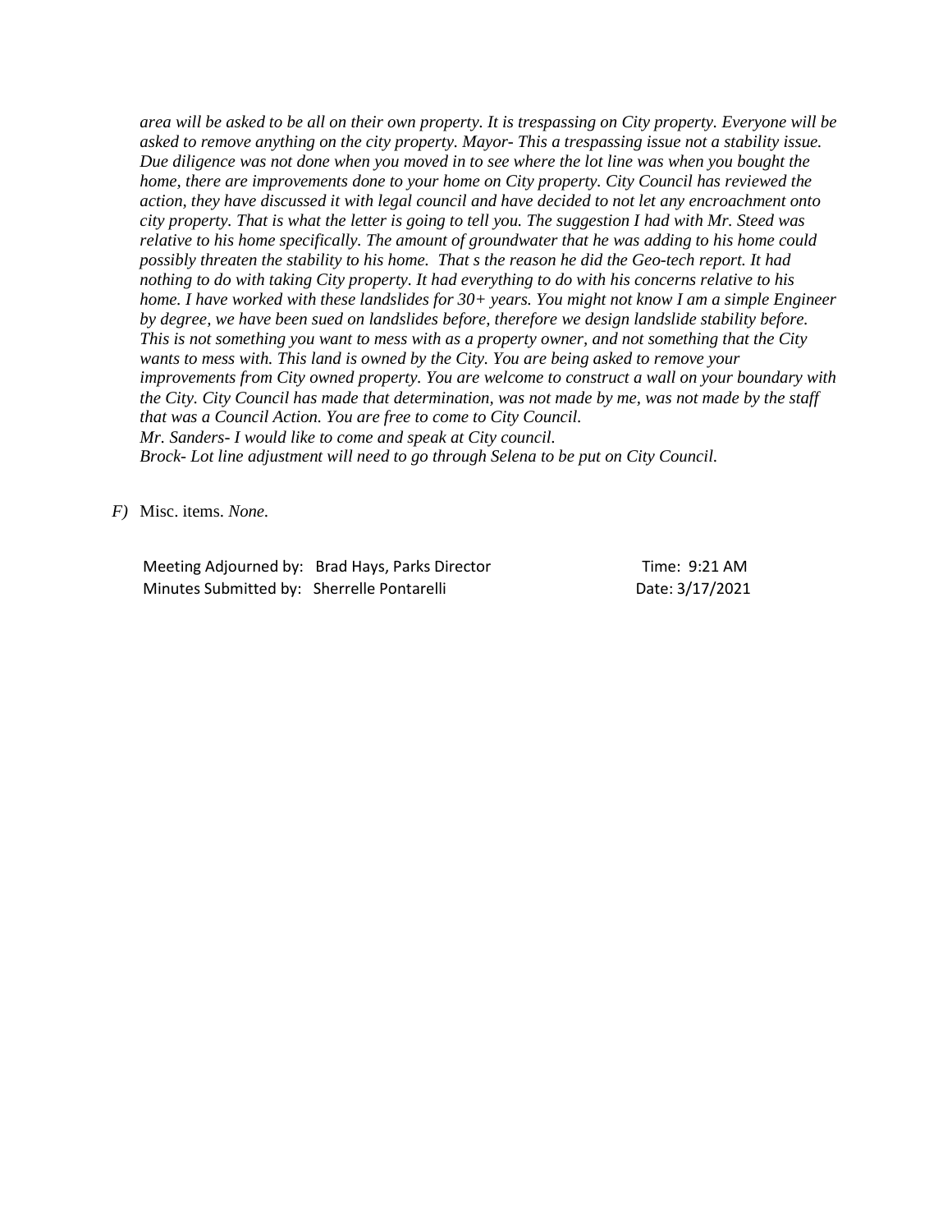*area will be asked to be all on their own property. It is trespassing on City property. Everyone will be asked to remove anything on the city property. Mayor- This a trespassing issue not a stability issue. Due diligence was not done when you moved in to see where the lot line was when you bought the home, there are improvements done to your home on City property. City Council has reviewed the action, they have discussed it with legal council and have decided to not let any encroachment onto city property. That is what the letter is going to tell you. The suggestion I had with Mr. Steed was relative to his home specifically. The amount of groundwater that he was adding to his home could possibly threaten the stability to his home. That s the reason he did the Geo-tech report. It had nothing to do with taking City property. It had everything to do with his concerns relative to his home. I have worked with these landslides for 30+ years. You might not know I am a simple Engineer by degree, we have been sued on landslides before, therefore we design landslide stability before. This is not something you want to mess with as a property owner, and not something that the City wants to mess with. This land is owned by the City. You are being asked to remove your improvements from City owned property. You are welcome to construct a wall on your boundary with the City. City Council has made that determination, was not made by me, was not made by the staff that was a Council Action. You are free to come to City Council.*
*Mr. Sanders- I would like to come and speak at City council.*
*Brock- Lot line adjustment will need to go through Selena to be put on City Council.*

*F)* Misc. items. *None.*

Meeting Adjourned by: Brad Hays, Parks Director — Time: 9:21 AM
Minutes Submitted by: Sherrelle Pontarelli — Date: 3/17/2021